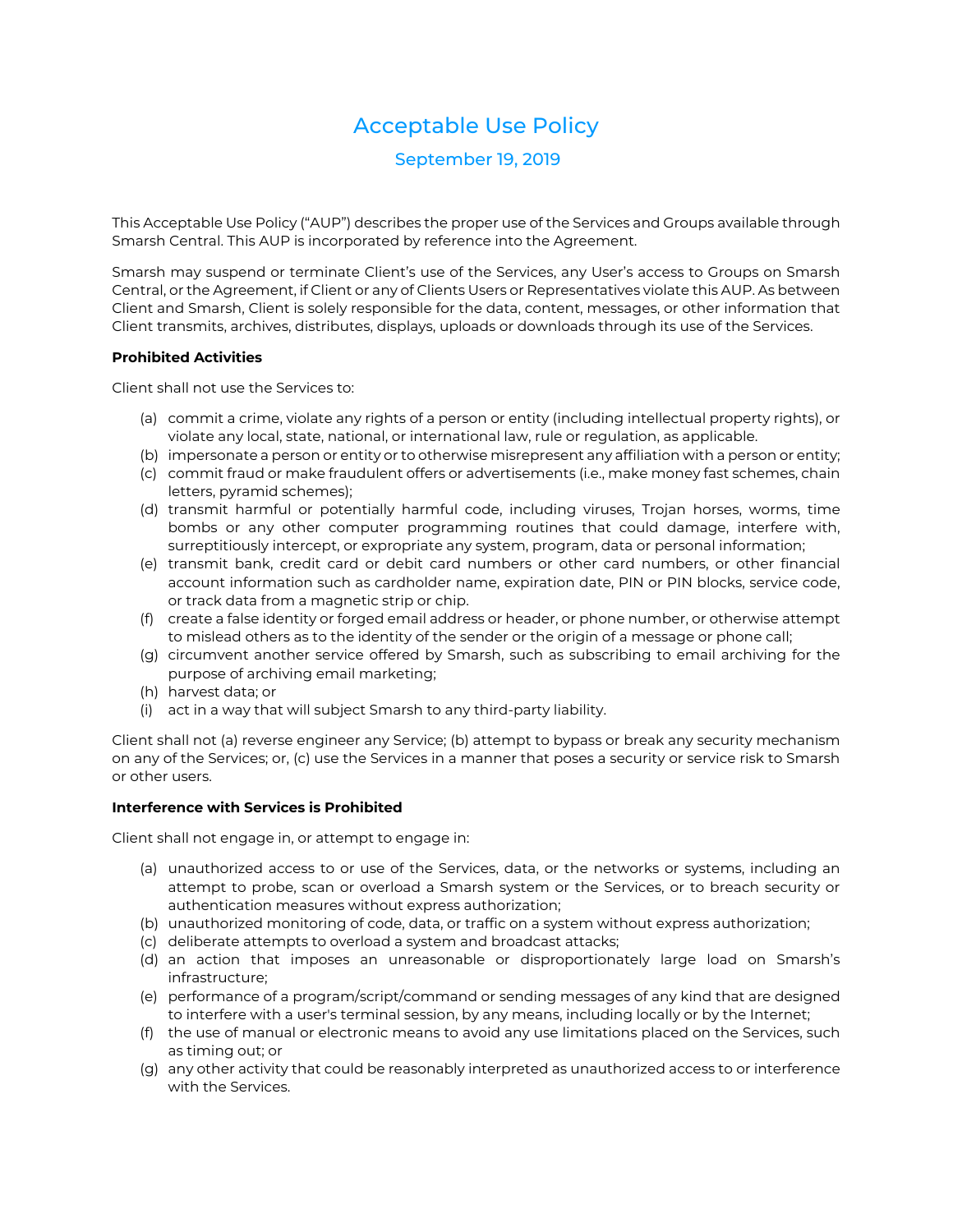# Acceptable Use Policy

## September 19, 2019

This Acceptable Use Policy ("AUP") describes the proper use of the Services and Groups available through Smarsh Central. This AUP is incorporated by reference into the Agreement.

Smarsh may suspend or terminate Client's use of the Services, any User's access to Groups on Smarsh Central, or the Agreement, if Client or any of Clients Users or Representatives violate this AUP. As between Client and Smarsh, Client is solely responsible for the data, content, messages, or other information that Client transmits, archives, distributes, displays, uploads or downloads through its use of the Services.

**Prohibited Activities**

Client shall not use the Services to:

- (a) commit a crime, violate any rights of a person or entity (including intellectual property rights), or violate any local, state, national, or international law, rule or regulation, as applicable.
- (b) impersonate a person or entity or to otherwise misrepresent any affiliation with a person or entity;
- (c) commit fraud or make fraudulent offers or advertisements (i.e., make money fast schemes, chain letters, pyramid schemes);
- (d) transmit harmful or potentially harmful code, including viruses, Trojan horses, worms, time bombs or any other computer programming routines that could damage, interfere with, surreptitiously intercept, or expropriate any system, program, data or personal information;
- (e) transmit bank, credit card or debit card numbers or other card numbers, or other financial account information such as cardholder name, expiration date, PIN or PIN blocks, service code, or track data from a magnetic strip or chip.
- (f) create a false identity or forged email address or header, or phone number, or otherwise attempt to mislead others as to the identity of the sender or the origin of a message or phone call;
- (g) circumvent another service offered by Smarsh, such as subscribing to email archiving for the purpose of archiving email marketing;
- (h) harvest data; or
- (i) act in a way that will subject Smarsh to any third-party liability.

Client shall not (a) reverse engineer any Service; (b) attempt to bypass or break any security mechanism on any of the Services; or, (c) use the Services in a manner that poses a security or service risk to Smarsh or other users.

**Interference with Services is Prohibited**

Client shall not engage in, or attempt to engage in:

- (a) unauthorized access to or use of the Services, data, or the networks or systems, including an attempt to probe, scan or overload a Smarsh system or the Services, or to breach security or authentication measures without express authorization;
- (b) unauthorized monitoring of code, data, or traffic on a system without express authorization;
- (c) deliberate attempts to overload a system and broadcast attacks;
- (d) an action that imposes an unreasonable or disproportionately large load on Smarsh's infrastructure;
- (e) performance of a program/script/command or sending messages of any kind that are designed to interfere with a user's terminal session, by any means, including locally or by the Internet;
- (f) the use of manual or electronic means to avoid any use limitations placed on the Services, such as timing out; or
- (g) any other activity that could be reasonably interpreted as unauthorized access to or interference with the Services.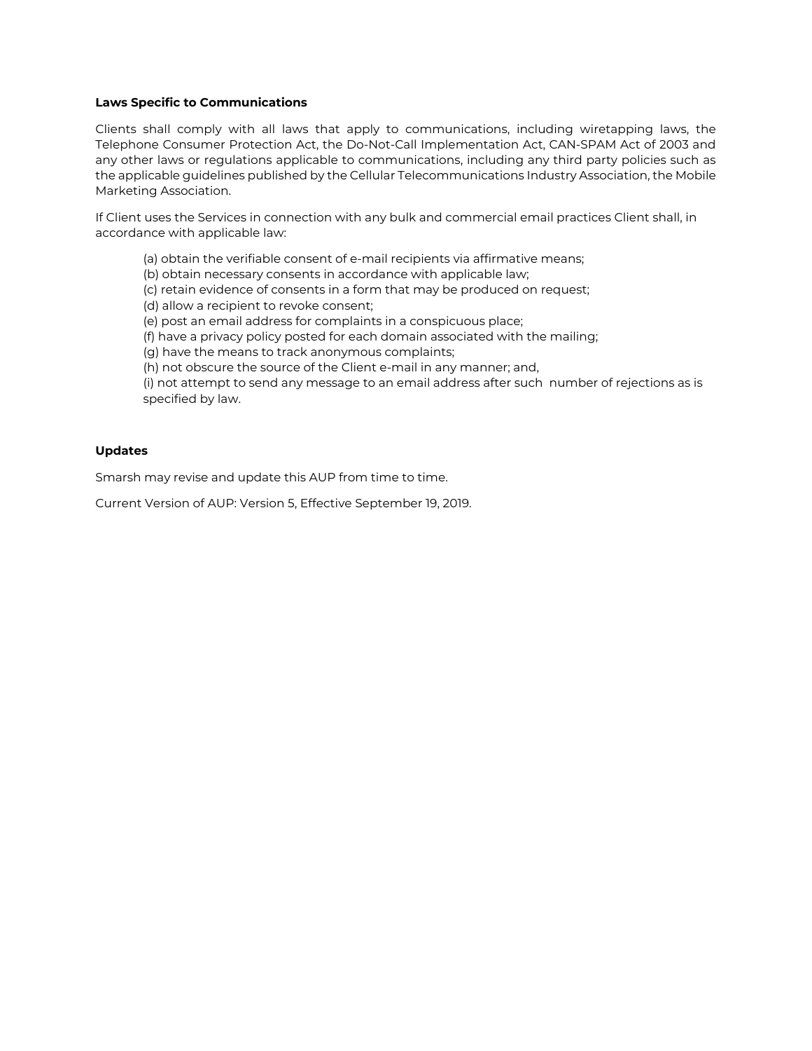**Laws Specific to Communications**

Clients shall comply with all laws that apply to communications, including wiretapping laws, the Telephone Consumer Protection Act, the Do-Not-Call Implementation Act, CAN-SPAM Act of 2003 and any other laws or regulations applicable to communications, including any third party policies such as the applicable guidelines published by the Cellular Telecommunications Industry Association, the Mobile Marketing Association.

If Client uses the Services in connection with any bulk and commercial email practices Client shall, in accordance with applicable law:

(a) obtain the verifiable consent of e-mail recipients via affirmative means;
(b) obtain necessary consents in accordance with applicable law;
(c) retain evidence of consents in a form that may be produced on request;
(d) allow a recipient to revoke consent;
(e) post an email address for complaints in a conspicuous place;
(f) have a privacy policy posted for each domain associated with the mailing;
(g) have the means to track anonymous complaints;
(h) not obscure the source of the Client e-mail in any manner; and,
(i) not attempt to send any message to an email address after such number of rejections as is specified by law.

**Updates**

Smarsh may revise and update this AUP from time to time.

Current Version of AUP: Version 5, Effective September 19, 2019.